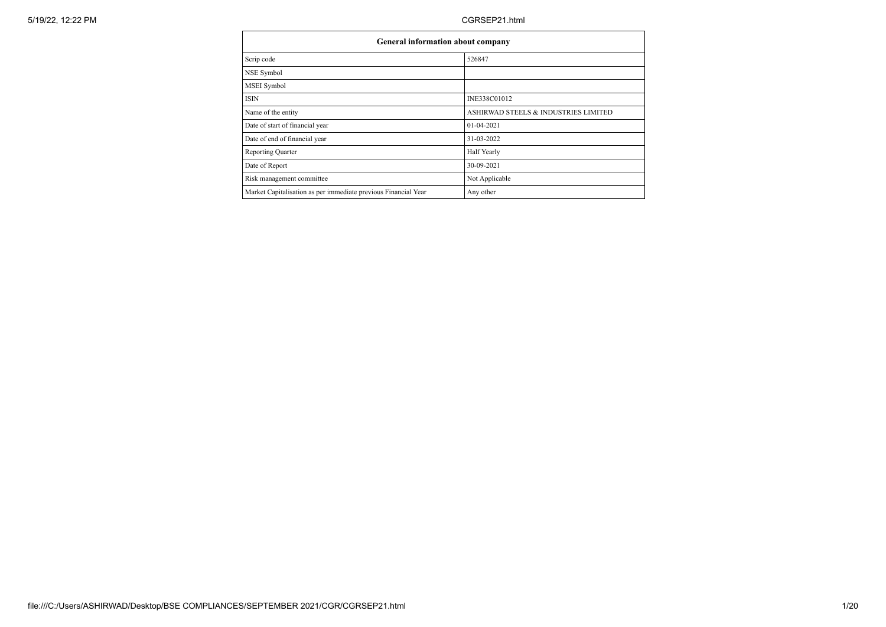| General information about company | |
|---|---|
| Scrip code | 526847 |
| NSE Symbol | |
| MSEI Symbol | |
| ISIN | INE338C01012 |
| Name of the entity | ASHIRWAD STEELS & INDUSTRIES LIMITED |
| Date of start of financial year | 01-04-2021 |
| Date of end of financial year | 31-03-2022 |
| Reporting Quarter | Half Yearly |
| Date of Report | 30-09-2021 |
| Risk management committee | Not Applicable |
| Market Capitalisation as per immediate previous Financial Year | Any other |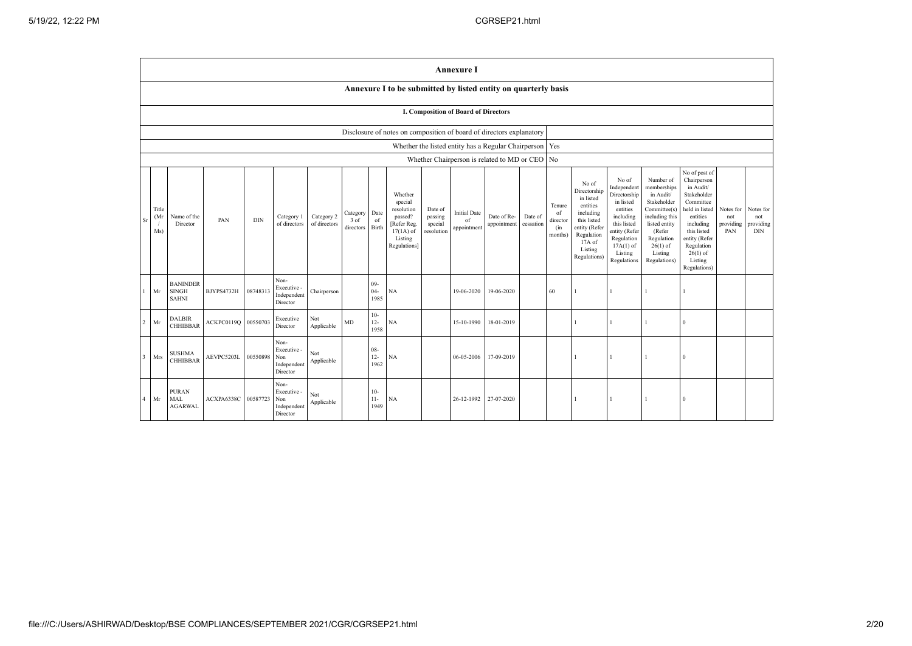# Annexure I

## Annexure I to be submitted by listed entity on quarterly basis

### I. Composition of Board of Directors

| Disclosure of notes on composition of board of directors explanatory | |
|---|---|
| Whether the listed entity has a Regular Chairperson | Yes |
| Whether Chairperson is related to MD or CEO | No |

| Sr | Title (Mr / Ms) | Name of the Director | PAN | DIN | Category 1 of directors | Category 2 of directors | Category 3 of directors | Date of Birth | Whether special resolution passed? [Refer Reg. 17(1A) of Listing Regulations] | Date of passing special resolution | Initial Date of appointment | Date of Re-appointment | Date of cessation | Tenure of director (in months) | No of Directorship in listed entities including this listed entity (Refer Regulation 17A of Listing Regulations) | No of Independent Directorship in listed entities including this listed entity (Refer Regulation 17A(1) of Listing Regulations | Number of memberships in Audit/ Stakeholder Committee(s) including this listed entity (Refer Regulation 26(1) of Listing Regulations) | No of post of Chairperson in Audit/ Stakeholder Committee held in listed entities including this listed entity (Refer Regulation 26(1) of Listing Regulations) | Notes for not providing PAN | Notes for not providing DIN |
|---|---|---|---|---|---|---|---|---|---|---|---|---|---|---|---|---|---|---|---|---|
| 1 | Mr | BANINDER SINGH SAHNI | BJYPS4732H | 08748313 | Non-Executive - Independent Director | Chairperson | | 09-04-1985 | NA | | 19-06-2020 | 19-06-2020 | | 60 | 1 | 1 | 1 | 1 | | |
| 2 | Mr | DALBIR CHHIBBAR | ACKPC0119Q | 00550703 | Executive Director | Not Applicable | MD | 10-12-1958 | NA | | 15-10-1990 | 18-01-2019 | | | 1 | 1 | 1 | 0 | | |
| 3 | Mrs | SUSHMA CHHIBBAR | AEVPC5203L | 00550898 | Non-Executive - Non Independent Director | Not Applicable | | 08-12-1962 | NA | | 06-05-2006 | 17-09-2019 | | | 1 | 1 | 1 | 0 | | |
| 4 | Mr | PURAN MAL AGARWAL | ACXPA6338C | 00587723 | Non-Executive - Non Independent Director | Not Applicable | | 10-11-1949 | NA | | 26-12-1992 | 27-07-2020 | | | 1 | 1 | 1 | 0 | | |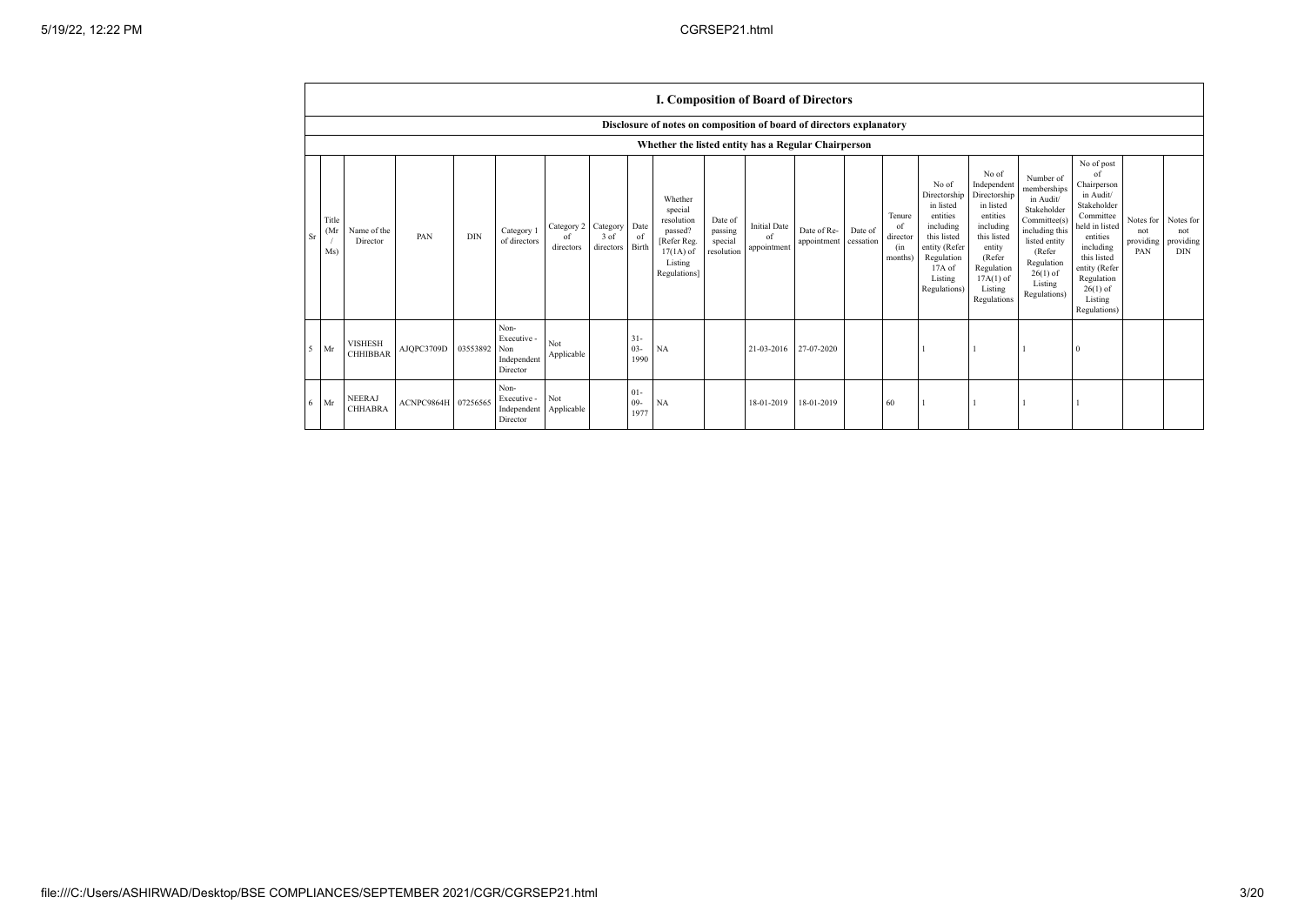## I. Composition of Board of Directors

Disclosure of notes on composition of board of directors explanatory

Whether the listed entity has a Regular Chairperson

| Sr | Title (Mr / Ms) | Name of the Director | PAN | DIN | Category 1 of directors | Category 2 of directors | Category 3 of directors | Date of Birth | Whether special resolution passed? [Refer Reg. 17(1A) of Listing Regulations] | Date of passing special resolution | Initial Date of appointment | Date of Re-appointment | Date of cessation | Tenure of director (in months) | No of Directorship in listed entities including this listed entity (Refer Regulation 17A of Listing Regulations) | No of Independent Directorship in listed entities including this listed entity (Refer Regulation 17A(1) of Listing Regulations | Number of memberships in Audit/ Stakeholder Committee(s) including this listed entity (Refer Regulation 26(1) of Listing Regulations) | No of post of Chairperson in Audit/ Stakeholder Committee held in listed entities including this listed entity (Refer Regulation 26(1) of Listing Regulations) | Notes for not providing PAN | Notes for not providing DIN |
|---|---|---|---|---|---|---|---|---|---|---|---|---|---|---|---|---|---|---|---|---|
| 5 | Mr | VISHESH CHHIBBAR | AJQPC3709D | 03553892 | Non-Executive - Non Independent Director | Not Applicable | | 31-03-1990 | NA | | 21-03-2016 | 27-07-2020 | | | 1 | 1 | 1 | 0 | | |
| 6 | Mr | NEERAJ CHHABRA | ACNPC9864H | 07256565 | Non-Executive - Independent Director | Not Applicable | | 01-09-1977 | NA | | 18-01-2019 | 18-01-2019 | | 60 | 1 | 1 | 1 | 1 | | |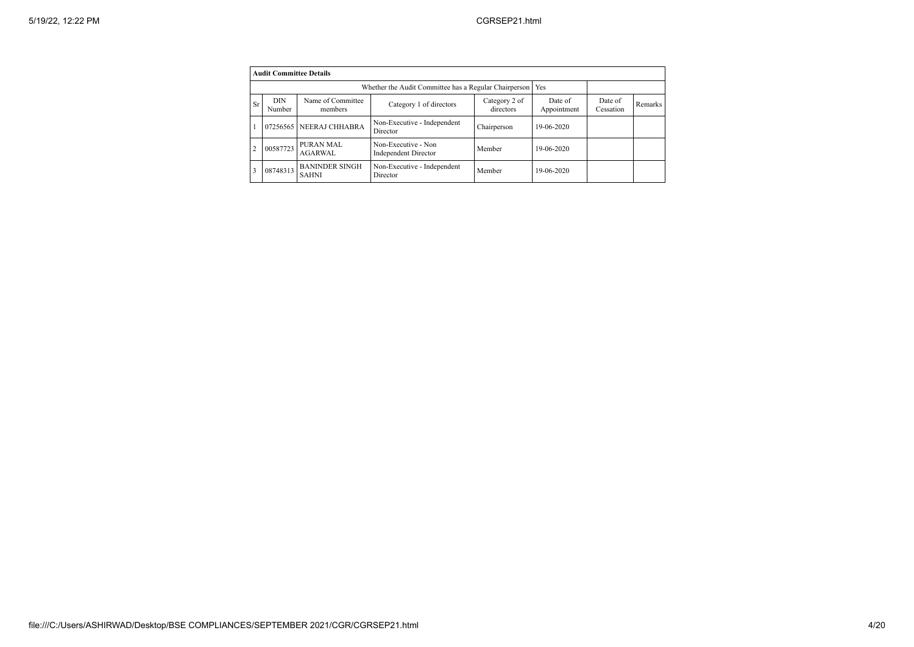| Audit Committee Details | | | | | | | |
|---|---|---|---|---|---|---|---|
| | | Whether the Audit Committee has a Regular Chairperson | | | Yes | | |
| Sr | DIN Number | Name of Committee members | Category 1 of directors | Category 2 of directors | Date of Appointment | Date of Cessation | Remarks |
| 1 | 07256565 | NEERAJ CHHABRA | Non-Executive - Independent Director | Chairperson | 19-06-2020 | | |
| 2 | 00587723 | PURAN MAL AGARWAL | Non-Executive - Non Independent Director | Member | 19-06-2020 | | |
| 3 | 08748313 | BANINDER SINGH SAHNI | Non-Executive - Independent Director | Member | 19-06-2020 | | |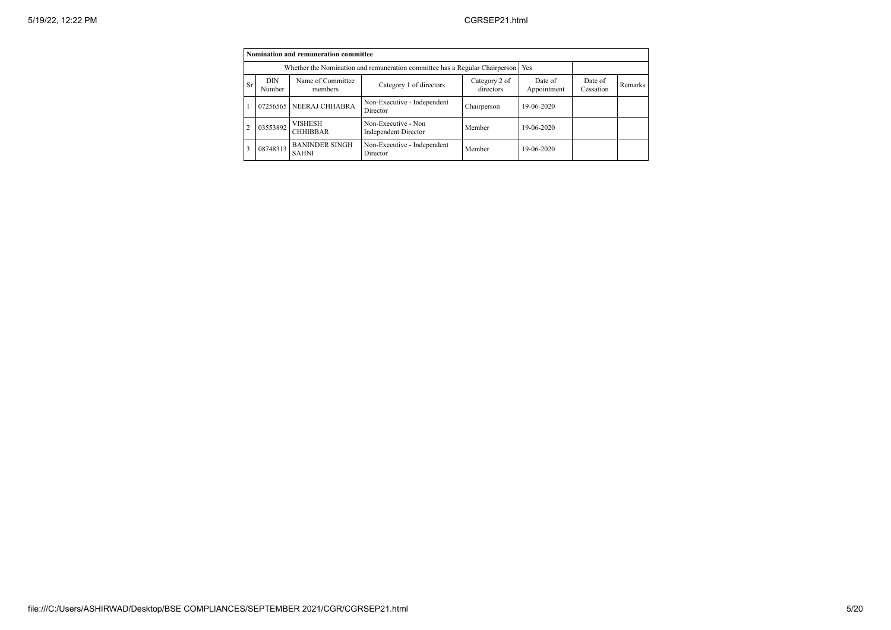| Nomination and remuneration committee | | | | | | | |
|---|---|---|---|---|---|---|---|
| Whether the Nomination and remuneration committee has a Regular Chairperson | | | | | Yes | | |
| Sr | DIN Number | Name of Committee members | Category 1 of directors | Category 2 of directors | Date of Appointment | Date of Cessation | Remarks |
| 1 | 07256565 | NEERAJ CHHABRA | Non-Executive - Independent Director | Chairperson | 19-06-2020 | | |
| 2 | 03553892 | VISHESH CHHIBBAR | Non-Executive - Non Independent Director | Member | 19-06-2020 | | |
| 3 | 08748313 | BANINDER SINGH SAHNI | Non-Executive - Independent Director | Member | 19-06-2020 | | |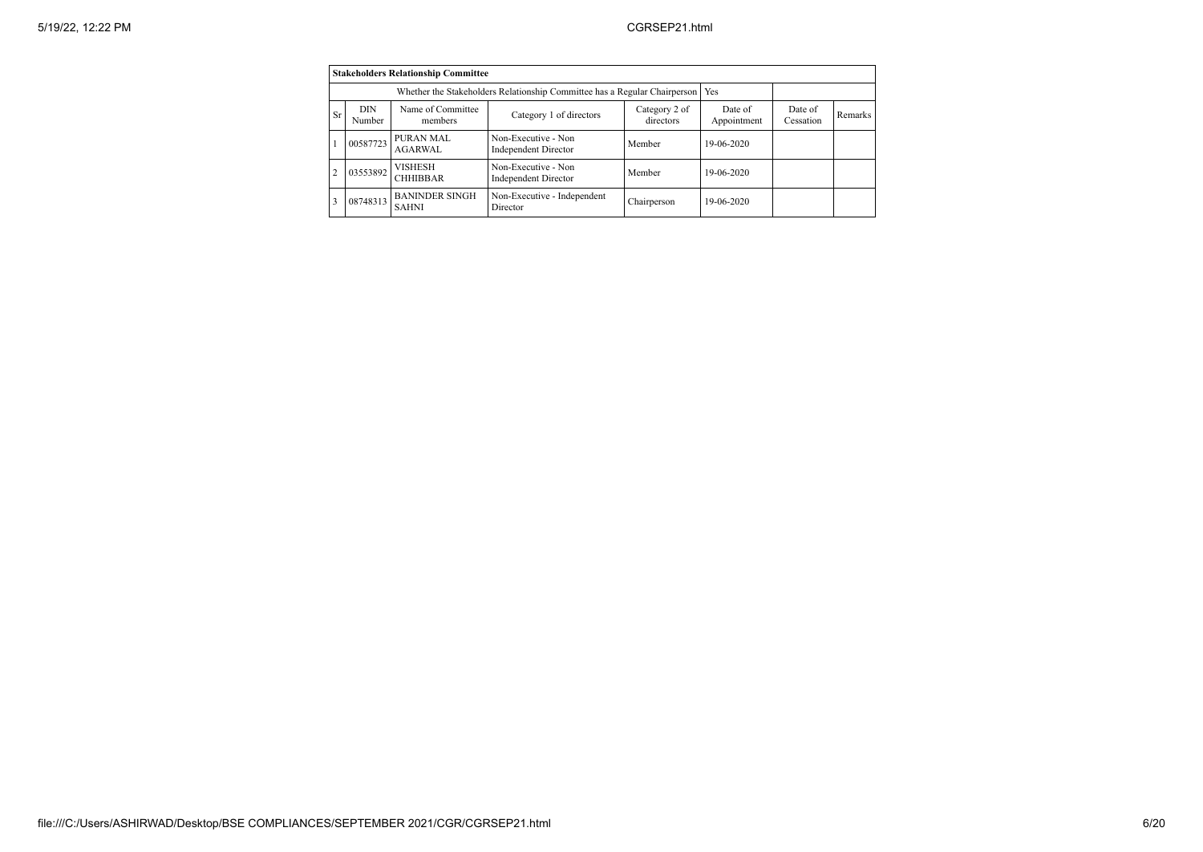| Stakeholders Relationship Committee | | | | | | | |
|---|---|---|---|---|---|---|---|
| Whether the Stakeholders Relationship Committee has a Regular Chairperson | | | | | Yes | | |
| Sr | DIN Number | Name of Committee members | Category 1 of directors | Category 2 of directors | Date of Appointment | Date of Cessation | Remarks |
| 1 | 00587723 | PURAN MAL AGARWAL | Non-Executive - Non Independent Director | Member | 19-06-2020 | | |
| 2 | 03553892 | VISHESH CHHIBBAR | Non-Executive - Non Independent Director | Member | 19-06-2020 | | |
| 3 | 08748313 | BANINDER SINGH SAHNI | Non-Executive - Independent Director | Chairperson | 19-06-2020 | | |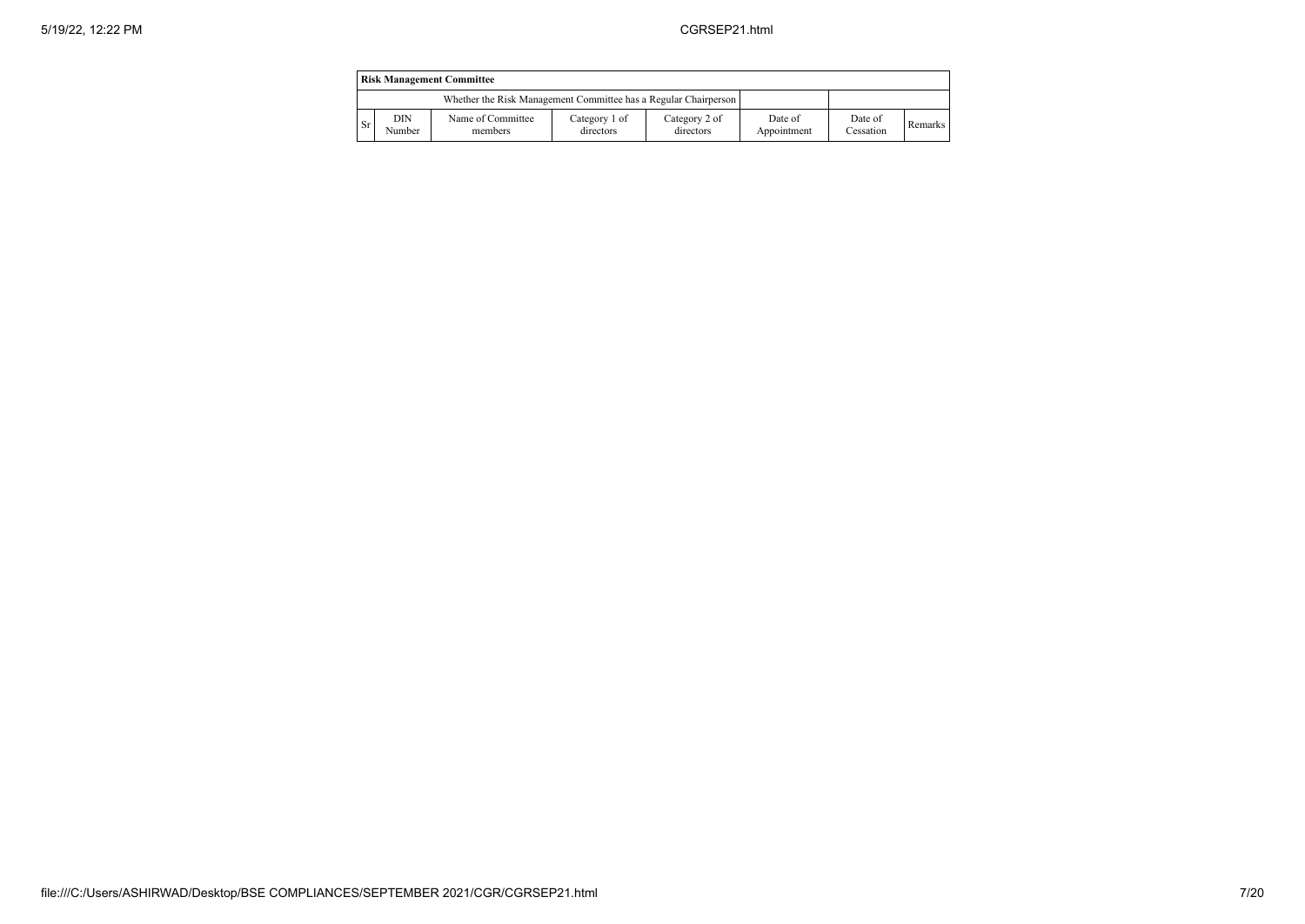| Risk Management Committee | | | | | | | |
|---|---|---|---|---|---|---|---|
| Whether the Risk Management Committee has a Regular Chairperson | | | | | | | |
| Sr | DIN Number | Name of Committee members | Category 1 of directors | Category 2 of directors | Date of Appointment | Date of Cessation | Remarks |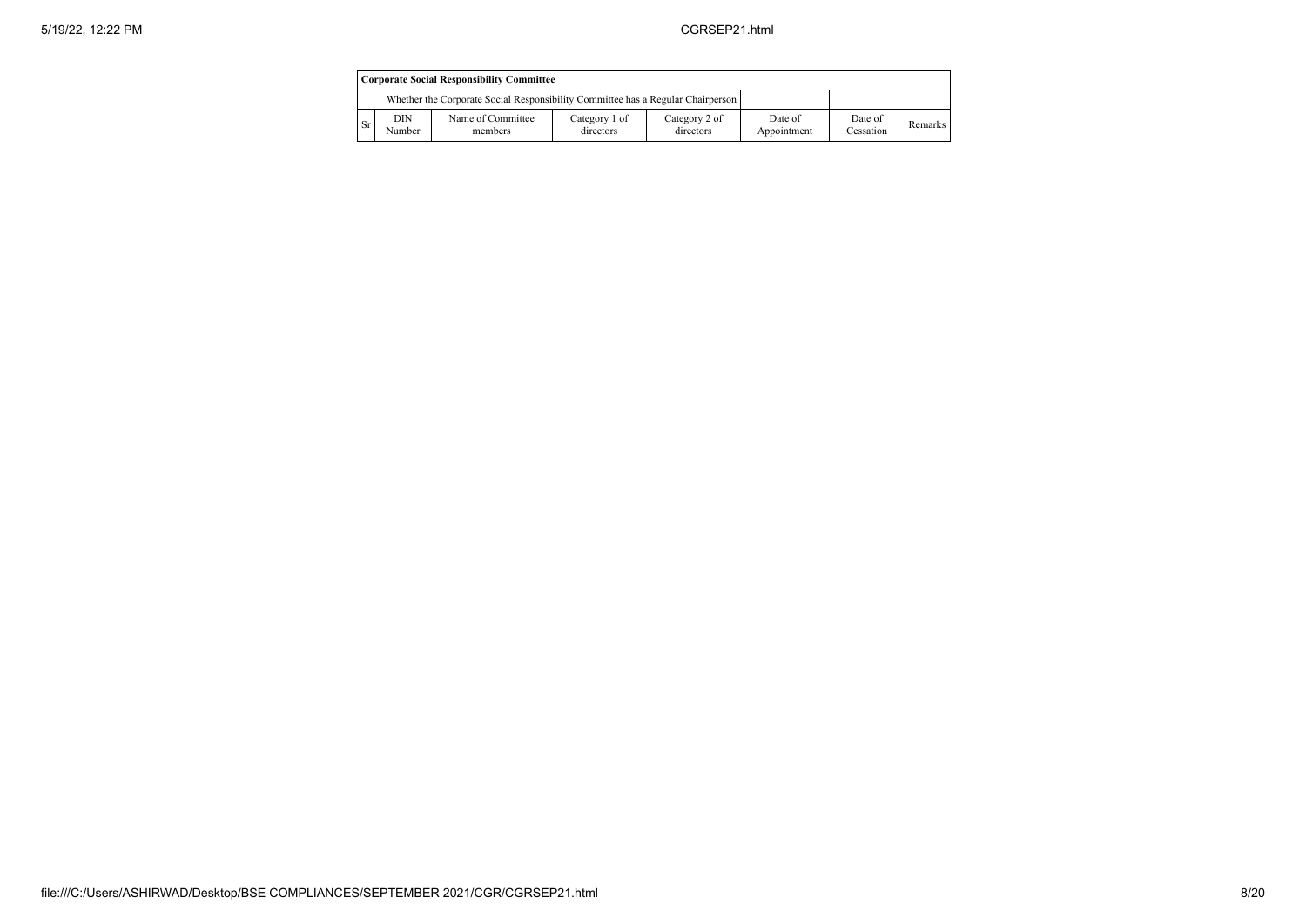| Corporate Social Responsibility Committee | | | | | | | |
|---|---|---|---|---|---|---|---|
| Whether the Corporate Social Responsibility Committee has a Regular Chairperson | | | | | | | |
| Sr | DIN Number | Name of Committee members | Category 1 of directors | Category 2 of directors | Date of Appointment | Date of Cessation | Remarks |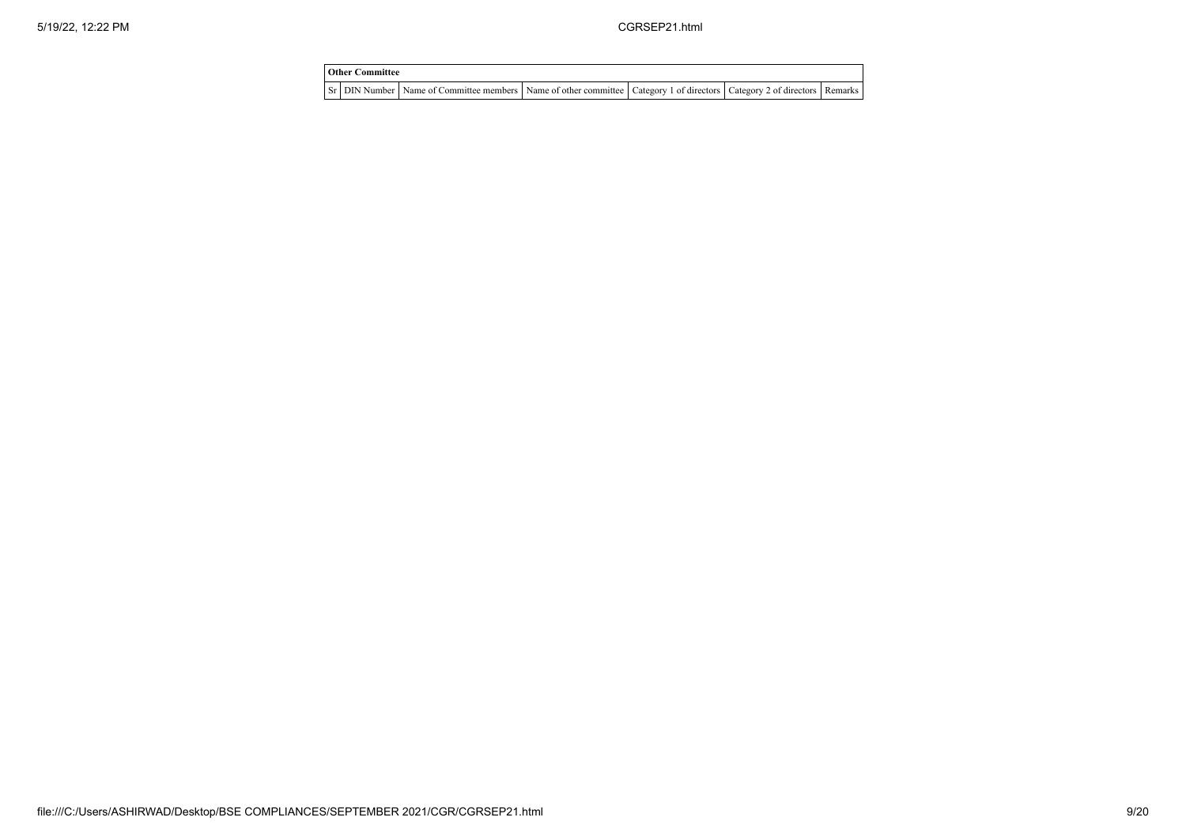| Other Committee | | | | | | |
|---|---|---|---|---|---|---|
| Sr | DIN Number | Name of Committee members | Name of other committee | Category 1 of directors | Category 2 of directors | Remarks |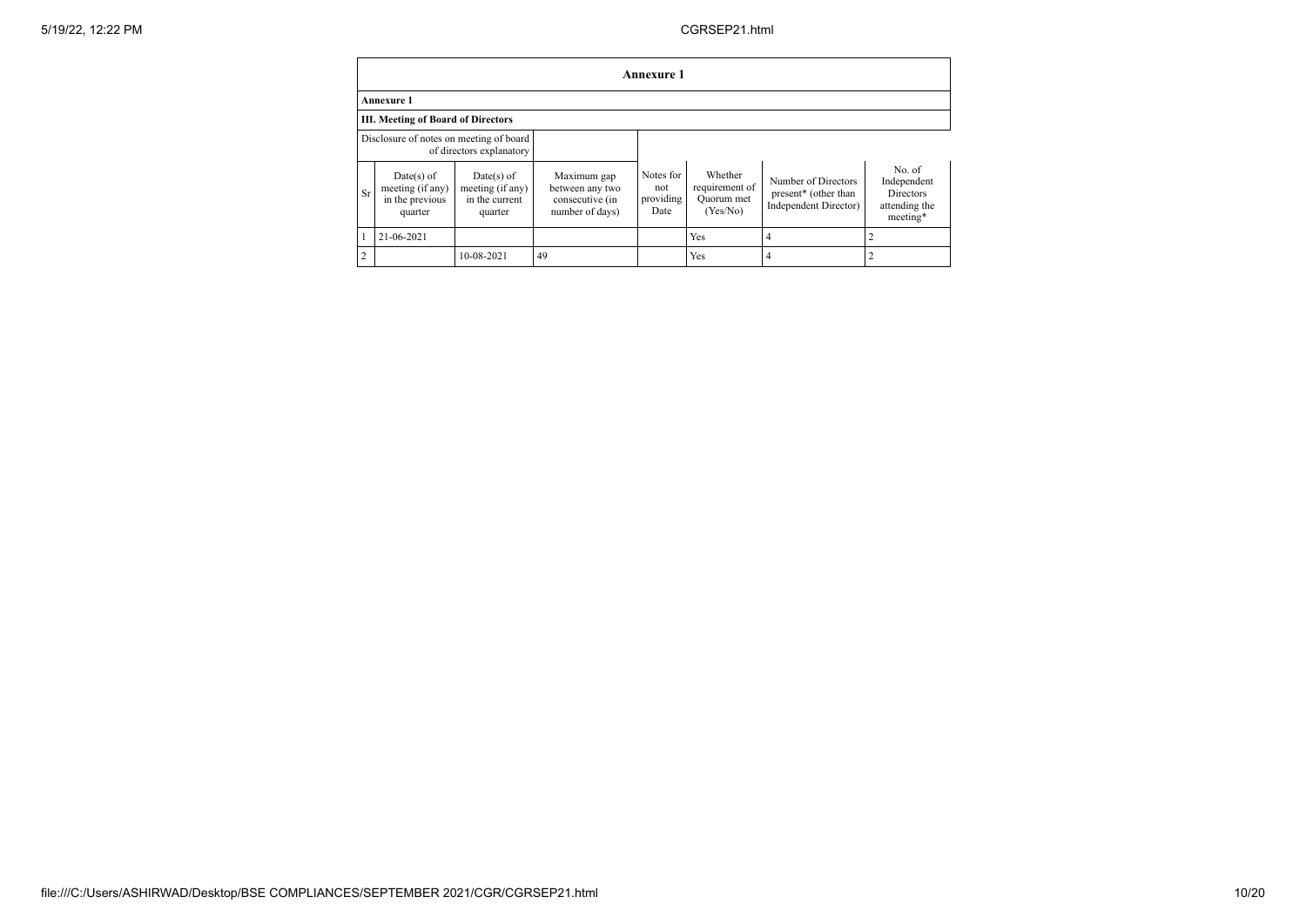## Annexure 1

**Annexure 1**

**III. Meeting of Board of Directors**

| Disclosure of notes on meeting of board of directors explanatory | | | | | | | |
|---|---|---|---|---|---|---|---|
| Sr | Date(s) of meeting (if any) in the previous quarter | Date(s) of meeting (if any) in the current quarter | Maximum gap between any two consecutive (in number of days) | Notes for not providing Date | Whether requirement of Quorum met (Yes/No) | Number of Directors present* (other than Independent Director) | No. of Independent Directors attending the meeting* |
| 1 | 21-06-2021 | | | | Yes | 4 | 2 |
| 2 | | 10-08-2021 | 49 | | Yes | 4 | 2 |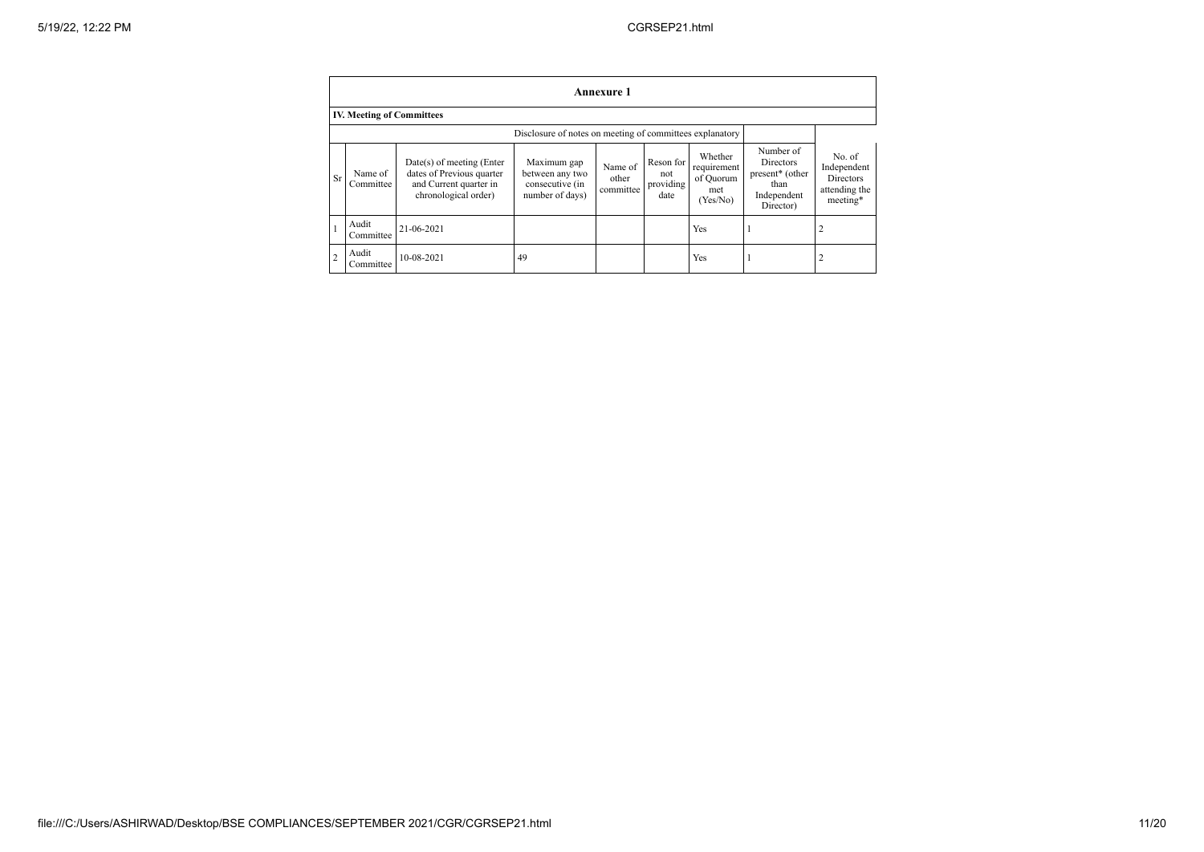| Annexure 1 | | | | | | | | |
|---|---|---|---|---|---|---|---|---|
| **IV. Meeting of Committees** | | | | | | | | |
| Disclosure of notes on meeting of committees explanatory | | | | | | | | |
| Sr | Name of Committee | Date(s) of meeting (Enter dates of Previous quarter and Current quarter in chronological order) | Maximum gap between any two consecutive (in number of days) | Name of other committee | Reson for not providing date | Whether requirement of Quorum met (Yes/No) | Number of Directors present* (other than Independent Director) | No. of Independent Directors attending the meeting* |
| 1 | Audit Committee | 21-06-2021 | | | | Yes | 1 | 2 |
| 2 | Audit Committee | 10-08-2021 | 49 | | | Yes | 1 | 2 |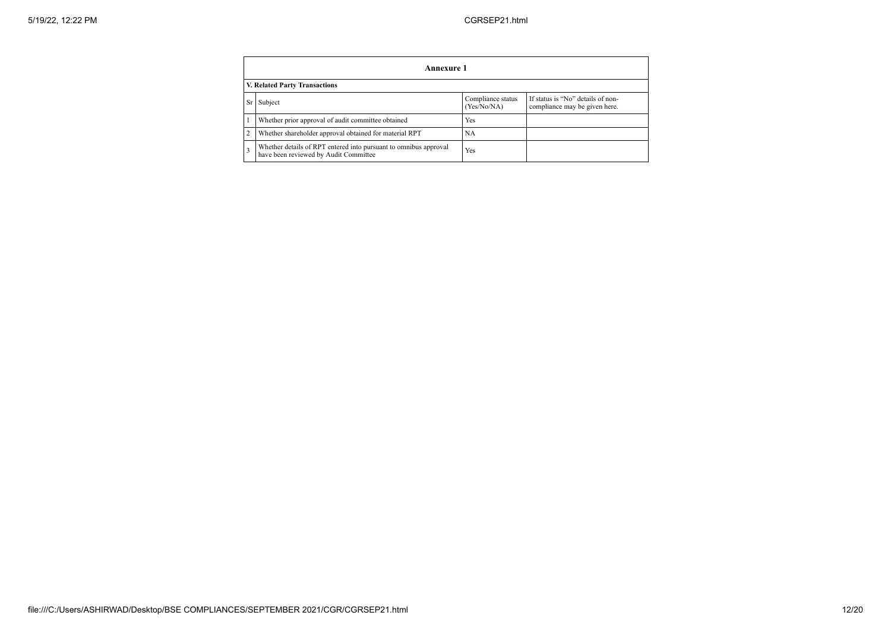| Annexure 1 | | | |
|---|---|---|---|
| **V. Related Party Transactions** | | | |
| Sr | Subject | Compliance status (Yes/No/NA) | If status is "No" details of non-compliance may be given here. |
| 1 | Whether prior approval of audit committee obtained | Yes | |
| 2 | Whether shareholder approval obtained for material RPT | NA | |
| 3 | Whether details of RPT entered into pursuant to omnibus approval have been reviewed by Audit Committee | Yes | |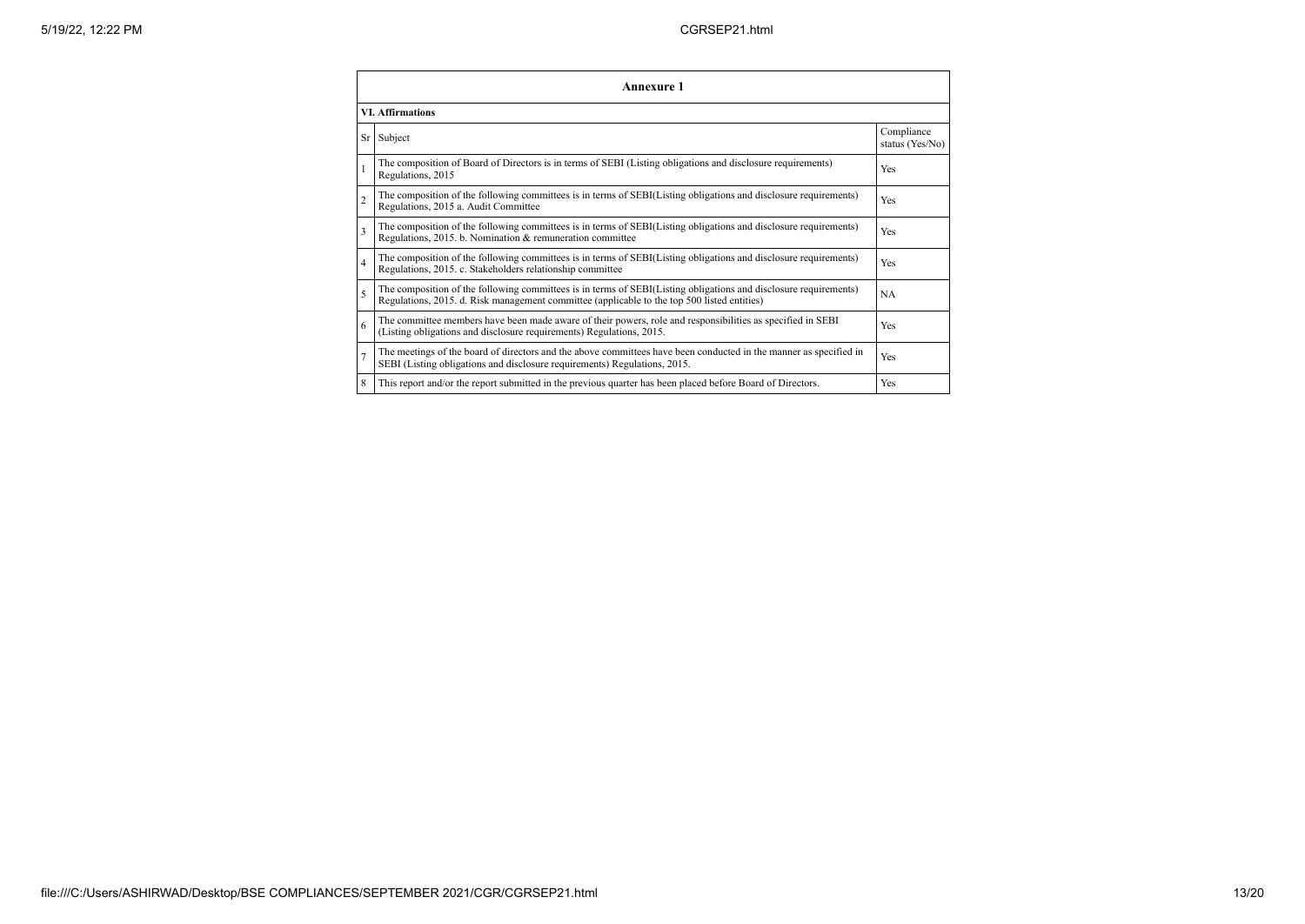## Annexure 1

### VI. Affirmations

| Sr | Subject | Compliance status (Yes/No) |
|---|---|---|
| 1 | The composition of Board of Directors is in terms of SEBI (Listing obligations and disclosure requirements) Regulations, 2015 | Yes |
| 2 | The composition of the following committees is in terms of SEBI(Listing obligations and disclosure requirements) Regulations, 2015 a. Audit Committee | Yes |
| 3 | The composition of the following committees is in terms of SEBI(Listing obligations and disclosure requirements) Regulations, 2015. b. Nomination & remuneration committee | Yes |
| 4 | The composition of the following committees is in terms of SEBI(Listing obligations and disclosure requirements) Regulations, 2015. c. Stakeholders relationship committee | Yes |
| 5 | The composition of the following committees is in terms of SEBI(Listing obligations and disclosure requirements) Regulations, 2015. d. Risk management committee (applicable to the top 500 listed entities) | NA |
| 6 | The committee members have been made aware of their powers, role and responsibilities as specified in SEBI (Listing obligations and disclosure requirements) Regulations, 2015. | Yes |
| 7 | The meetings of the board of directors and the above committees have been conducted in the manner as specified in SEBI (Listing obligations and disclosure requirements) Regulations, 2015. | Yes |
| 8 | This report and/or the report submitted in the previous quarter has been placed before Board of Directors. | Yes |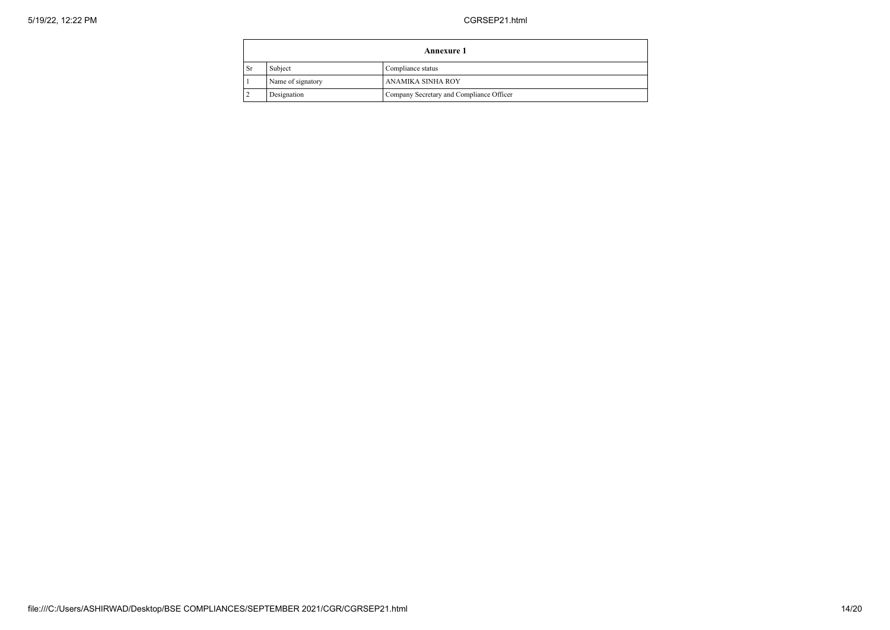| Annexure 1 | | |
|---|---|---|
| Sr | Subject | Compliance status |
| 1 | Name of signatory | ANAMIKA SINHA ROY |
| 2 | Designation | Company Secretary and Compliance Officer |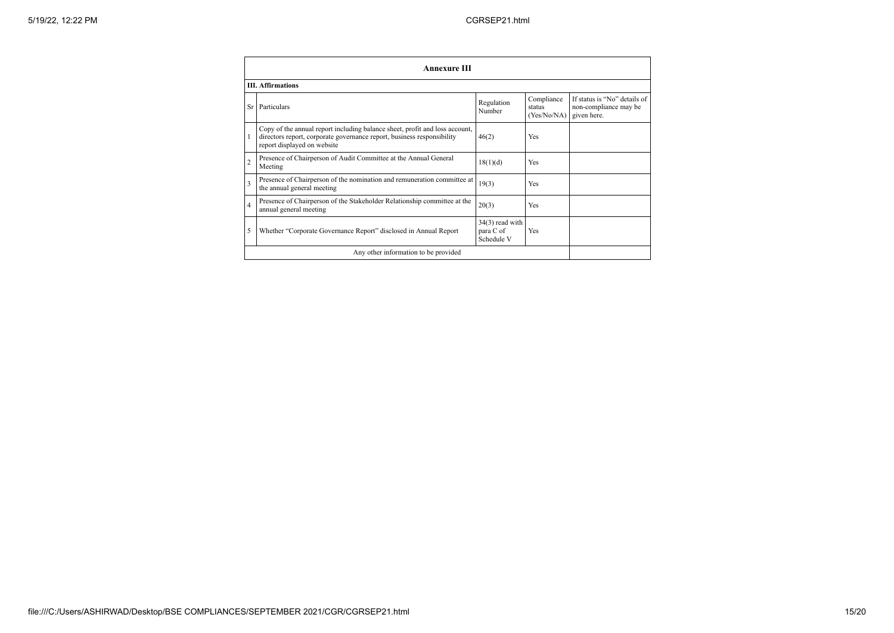## Annexure III

### III. Affirmations

| Sr | Particulars | Regulation Number | Compliance status (Yes/No/NA) | If status is "No" details of non-compliance may be given here. |
|---|---|---|---|---|
| 1 | Copy of the annual report including balance sheet, profit and loss account, directors report, corporate governance report, business responsibility report displayed on website | 46(2) | Yes | |
| 2 | Presence of Chairperson of Audit Committee at the Annual General Meeting | 18(1)(d) | Yes | |
| 3 | Presence of Chairperson of the nomination and remuneration committee at the annual general meeting | 19(3) | Yes | |
| 4 | Presence of Chairperson of the Stakeholder Relationship committee at the annual general meeting | 20(3) | Yes | |
| 5 | Whether "Corporate Governance Report" disclosed in Annual Report | 34(3) read with para C of Schedule V | Yes | |
| | Any other information to be provided | | | |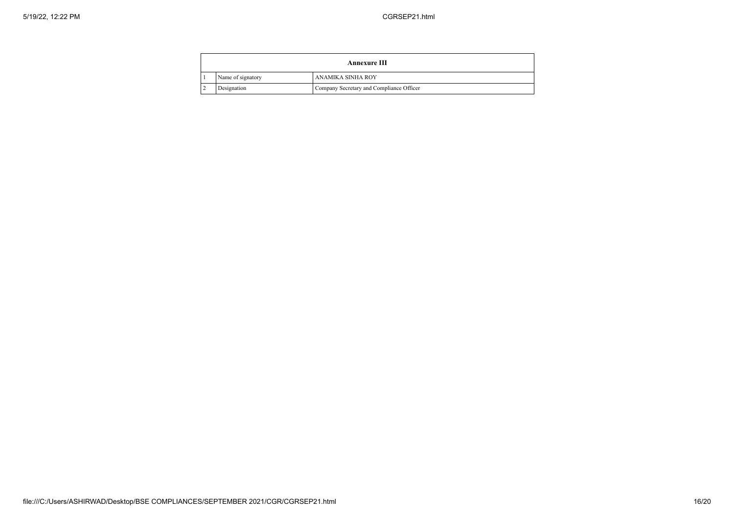| Annexure III | | |
|---|---|---|
| 1 | Name of signatory | ANAMIKA SINHA ROY |
| 2 | Designation | Company Secretary and Compliance Officer |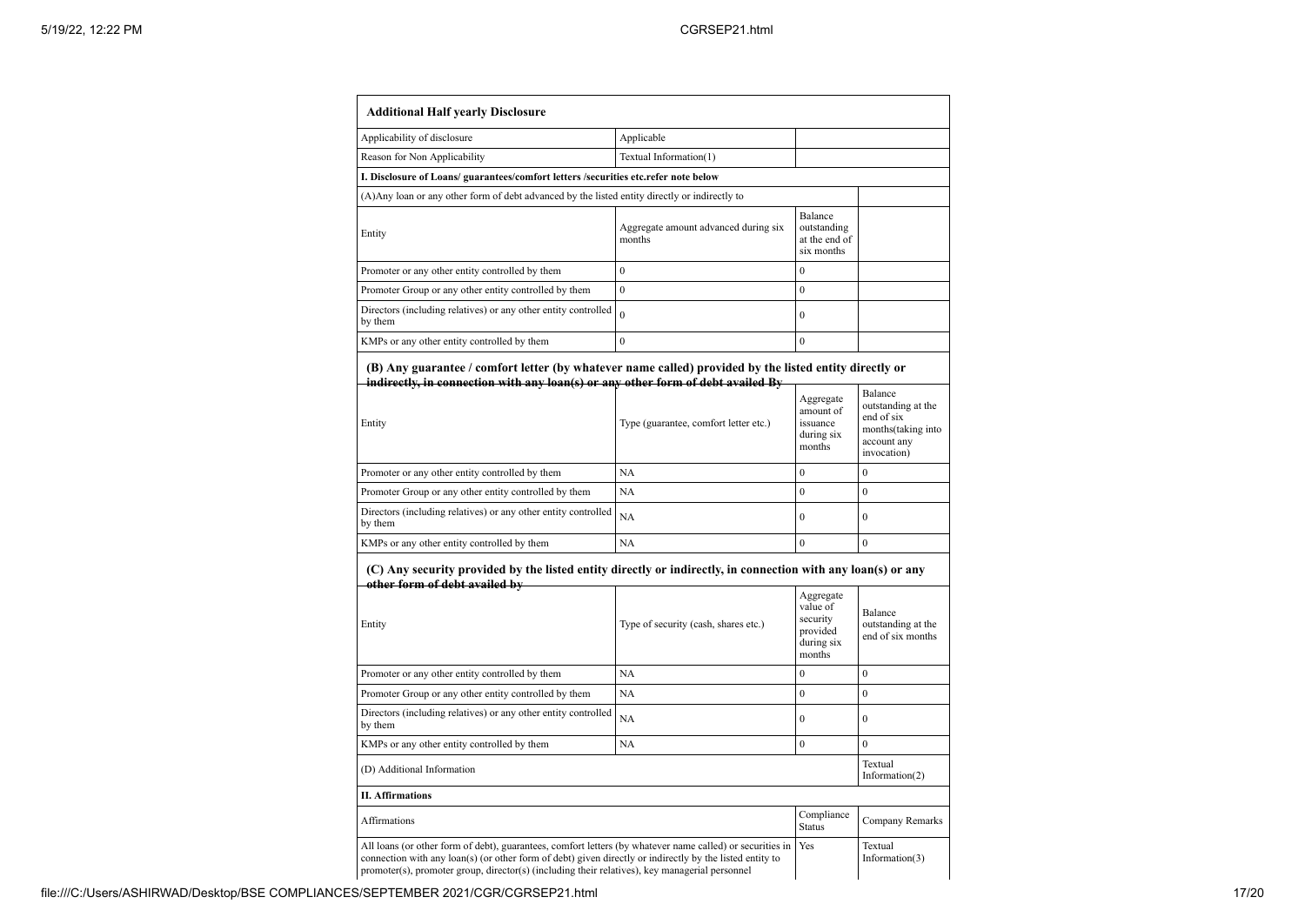| **Additional Half yearly Disclosure** | | | |
|---|---|---|---|
| Applicability of disclosure | Applicable | | |
| Reason for Non Applicability | Textual Information(1) | | |
| **I. Disclosure of Loans/ guarantees/comfort letters /securities etc.refer note below** | | | |
| (A)Any loan or any other form of debt advanced by the listed entity directly or indirectly to | | | |
| Entity | Aggregate amount advanced during six months | Balance outstanding at the end of six months | |
| Promoter or any other entity controlled by them | 0 | 0 | |
| Promoter Group or any other entity controlled by them | 0 | 0 | |
| Directors (including relatives) or any other entity controlled by them | 0 | 0 | |
| KMPs or any other entity controlled by them | 0 | 0 | |

**(B) Any guarantee / comfort letter (by whatever name called) provided by the listed entity directly or indirectly, in connection with any loan(s) or any other form of debt availed By**

| Entity | Type (guarantee, comfort letter etc.) | Aggregate amount of issuance during six months | Balance outstanding at the end of six months(taking into account any invocation) |
|---|---|---|---|
| Promoter or any other entity controlled by them | NA | 0 | 0 |
| Promoter Group or any other entity controlled by them | NA | 0 | 0 |
| Directors (including relatives) or any other entity controlled by them | NA | 0 | 0 |
| KMPs or any other entity controlled by them | NA | 0 | 0 |

**(C) Any security provided by the listed entity directly or indirectly, in connection with any loan(s) or any other form of debt availed by**

| Entity | Type of security (cash, shares etc.) | Aggregate value of security provided during six months | Balance outstanding at the end of six months |
|---|---|---|---|
| Promoter or any other entity controlled by them | NA | 0 | 0 |
| Promoter Group or any other entity controlled by them | NA | 0 | 0 |
| Directors (including relatives) or any other entity controlled by them | NA | 0 | 0 |
| KMPs or any other entity controlled by them | NA | 0 | 0 |
| (D) Additional Information | | | Textual Information(2) |
| **II. Affirmations** | | | |
| Affirmations | | Compliance Status | Company Remarks |
| All loans (or other form of debt), guarantees, comfort letters (by whatever name called) or securities in connection with any loan(s) (or other form of debt) given directly or indirectly by the listed entity to promoter(s), promoter group, director(s) (including their relatives), key managerial personnel | | Yes | Textual Information(3) |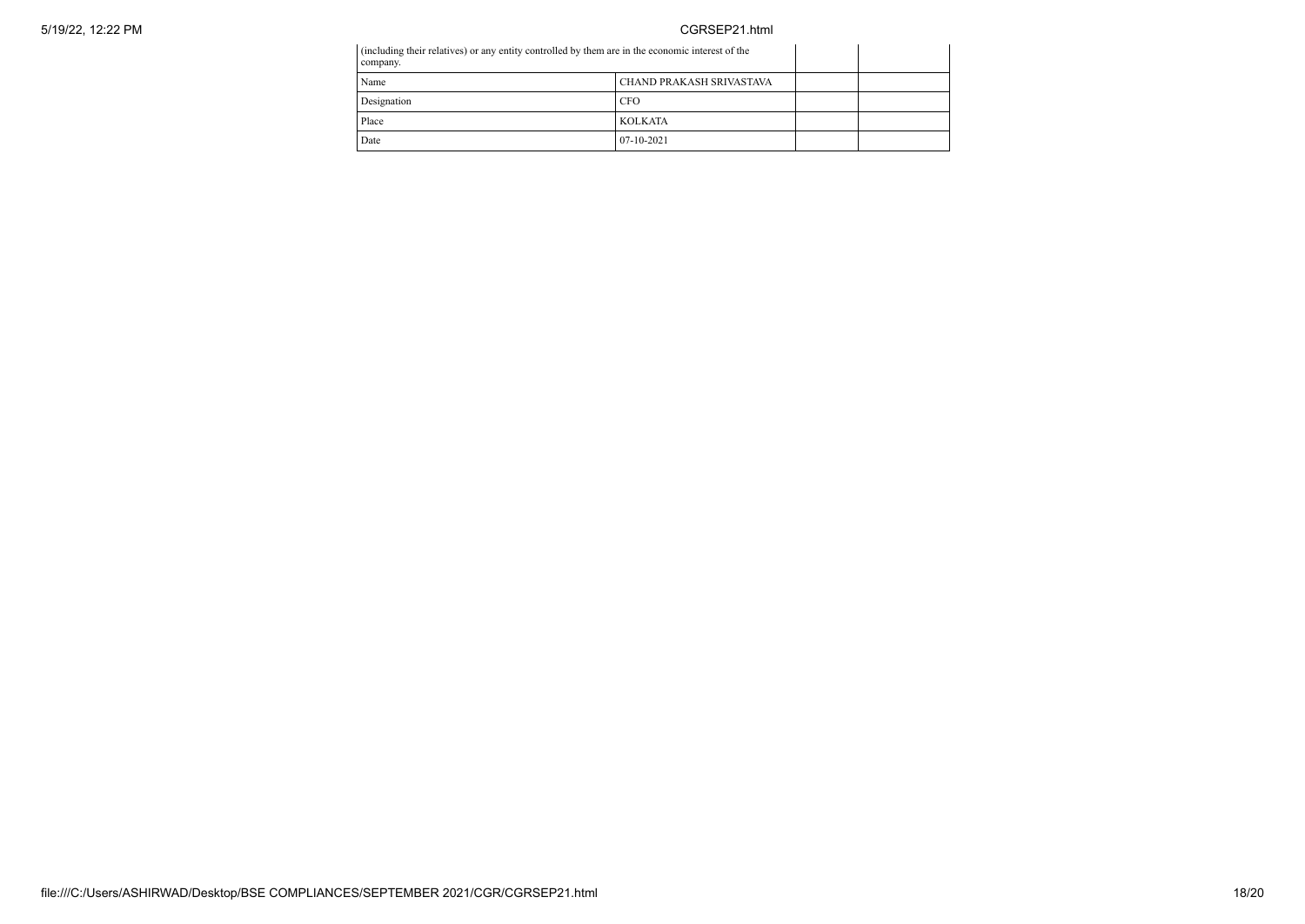| (including their relatives) or any entity controlled by them are in the economic interest of the company. | | | |
|---|---|---|---|
| Name | CHAND PRAKASH SRIVASTAVA | | |
| Designation | CFO | | |
| Place | KOLKATA | | |
| Date | 07-10-2021 | | |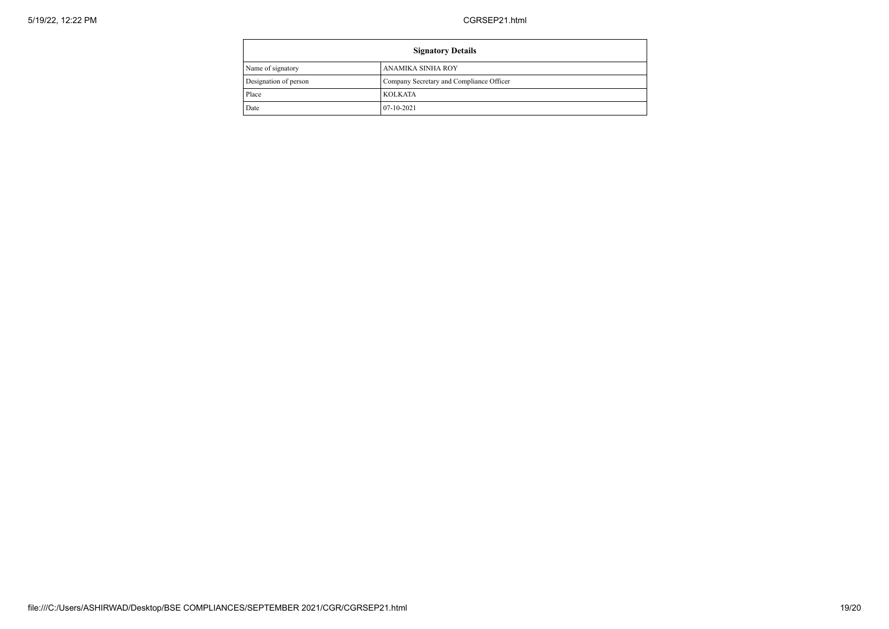| Signatory Details | |
|---|---|
| Name of signatory | ANAMIKA SINHA ROY |
| Designation of person | Company Secretary and Compliance Officer |
| Place | KOLKATA |
| Date | 07-10-2021 |